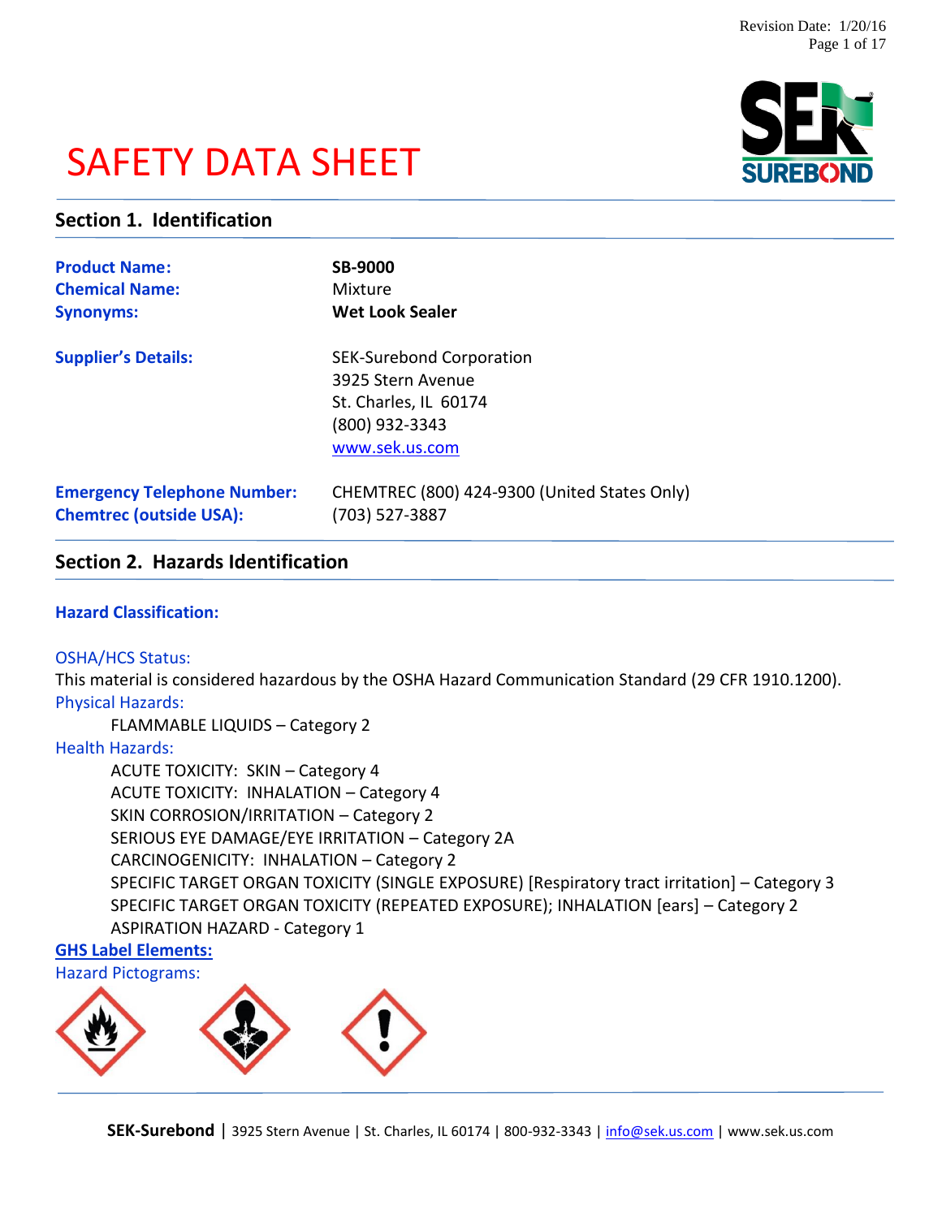# SAFETY DATA SHEET

## Section 1. Identification

**Product Name:** **SB-9000**
**Chemical Name:** Mixture
**Synonyms:** **Wet Look Sealer**

**Supplier's Details:**
SEK-Surebond Corporation
3925 Stern Avenue
St. Charles, IL 60174
(800) 932-3343
www.sek.us.com

**Emergency Telephone Number:** CHEMTREC (800) 424-9300 (United States Only)
**Chemtrec (outside USA):** (703) 527-3887

## Section 2. Hazards Identification

**Hazard Classification:**

OSHA/HCS Status:
This material is considered hazardous by the OSHA Hazard Communication Standard (29 CFR 1910.1200).

Physical Hazards:

- FLAMMABLE LIQUIDS – Category 2

Health Hazards:

- ACUTE TOXICITY: SKIN – Category 4
- ACUTE TOXICITY: INHALATION – Category 4
- SKIN CORROSION/IRRITATION – Category 2
- SERIOUS EYE DAMAGE/EYE IRRITATION – Category 2A
- CARCINOGENICITY: INHALATION – Category 2
- SPECIFIC TARGET ORGAN TOXICITY (SINGLE EXPOSURE) [Respiratory tract irritation] – Category 3
- SPECIFIC TARGET ORGAN TOXICITY (REPEATED EXPOSURE); INHALATION [ears] – Category 2
- ASPIRATION HAZARD - Category 1

**GHS Label Elements:**

Hazard Pictograms: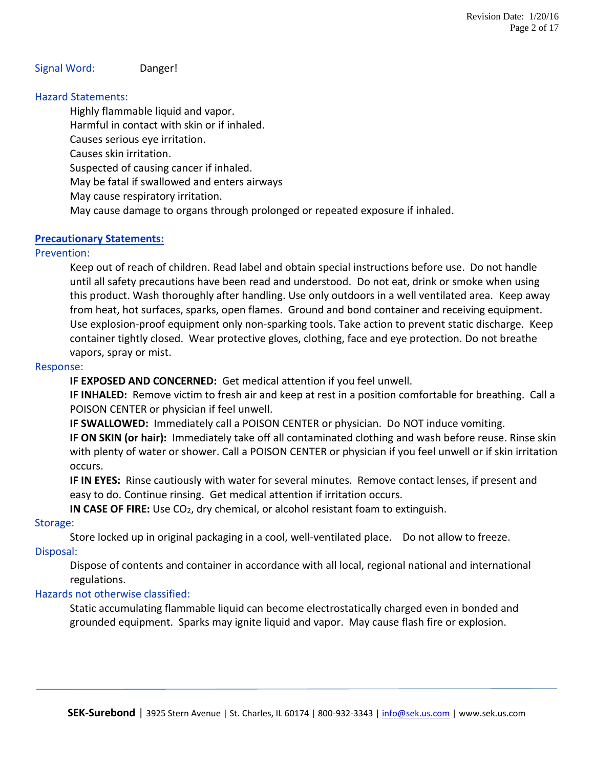**Signal Word:** Danger!

### Hazard Statements:

Highly flammable liquid and vapor.
Harmful in contact with skin or if inhaled.
Causes serious eye irritation.
Causes skin irritation.
Suspected of causing cancer if inhaled.
May be fatal if swallowed and enters airways
May cause respiratory irritation.
May cause damage to organs through prolonged or repeated exposure if inhaled.

### Precautionary Statements:

#### Prevention:

Keep out of reach of children. Read label and obtain special instructions before use. Do not handle until all safety precautions have been read and understood. Do not eat, drink or smoke when using this product. Wash thoroughly after handling. Use only outdoors in a well ventilated area. Keep away from heat, hot surfaces, sparks, open flames. Ground and bond container and receiving equipment. Use explosion-proof equipment only non-sparking tools. Take action to prevent static discharge. Keep container tightly closed. Wear protective gloves, clothing, face and eye protection. Do not breathe vapors, spray or mist.

#### Response:

**IF EXPOSED AND CONCERNED:** Get medical attention if you feel unwell.
**IF INHALED:** Remove victim to fresh air and keep at rest in a position comfortable for breathing. Call a POISON CENTER or physician if feel unwell.
**IF SWALLOWED:** Immediately call a POISON CENTER or physician. Do NOT induce vomiting.
**IF ON SKIN (or hair):** Immediately take off all contaminated clothing and wash before reuse. Rinse skin with plenty of water or shower. Call a POISON CENTER or physician if you feel unwell or if skin irritation occurs.
**IF IN EYES:** Rinse cautiously with water for several minutes. Remove contact lenses, if present and easy to do. Continue rinsing. Get medical attention if irritation occurs.
**IN CASE OF FIRE:** Use $CO_2$, dry chemical, or alcohol resistant foam to extinguish.

#### Storage:

Store locked up in original packaging in a cool, well-ventilated place. Do not allow to freeze.

#### Disposal:

Dispose of contents and container in accordance with all local, regional national and international regulations.

#### Hazards not otherwise classified:

Static accumulating flammable liquid can become electrostatically charged even in bonded and grounded equipment. Sparks may ignite liquid and vapor. May cause flash fire or explosion.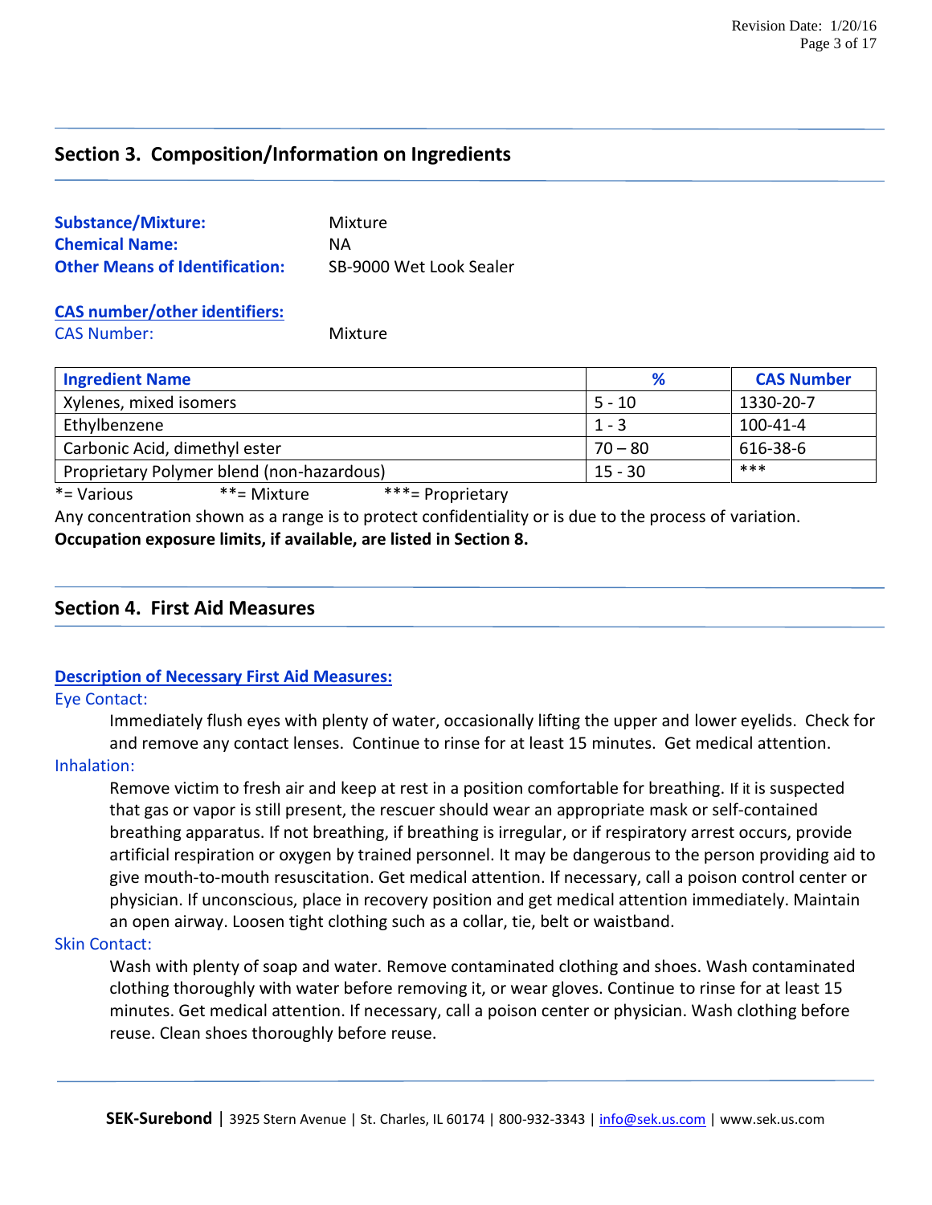## Section 3. Composition/Information on Ingredients

**Substance/Mixture:** Mixture
**Chemical Name:** NA
**Other Means of Identification:** SB-9000 Wet Look Sealer

**CAS number/other identifiers:**
CAS Number: Mixture

| Ingredient Name | % | CAS Number |
|---|---|---|
| Xylenes, mixed isomers | 5 - 10 | 1330-20-7 |
| Ethylbenzene | 1 - 3 | 100-41-4 |
| Carbonic Acid, dimethyl ester | 70 – 80 | 616-38-6 |
| Proprietary Polymer blend (non-hazardous) | 15 - 30 | *** |

*= Various **= Mixture ***= Proprietary

Any concentration shown as a range is to protect confidentiality or is due to the process of variation.
**Occupation exposure limits, if available, are listed in Section 8.**

## Section 4. First Aid Measures

**Description of Necessary First Aid Measures:**

Eye Contact:

Immediately flush eyes with plenty of water, occasionally lifting the upper and lower eyelids. Check for and remove any contact lenses. Continue to rinse for at least 15 minutes. Get medical attention.

Inhalation:

Remove victim to fresh air and keep at rest in a position comfortable for breathing. If it is suspected that gas or vapor is still present, the rescuer should wear an appropriate mask or self-contained breathing apparatus. If not breathing, if breathing is irregular, or if respiratory arrest occurs, provide artificial respiration or oxygen by trained personnel. It may be dangerous to the person providing aid to give mouth-to-mouth resuscitation. Get medical attention. If necessary, call a poison control center or physician. If unconscious, place in recovery position and get medical attention immediately. Maintain an open airway. Loosen tight clothing such as a collar, tie, belt or waistband.

Skin Contact:

Wash with plenty of soap and water. Remove contaminated clothing and shoes. Wash contaminated clothing thoroughly with water before removing it, or wear gloves. Continue to rinse for at least 15 minutes. Get medical attention. If necessary, call a poison center or physician. Wash clothing before reuse. Clean shoes thoroughly before reuse.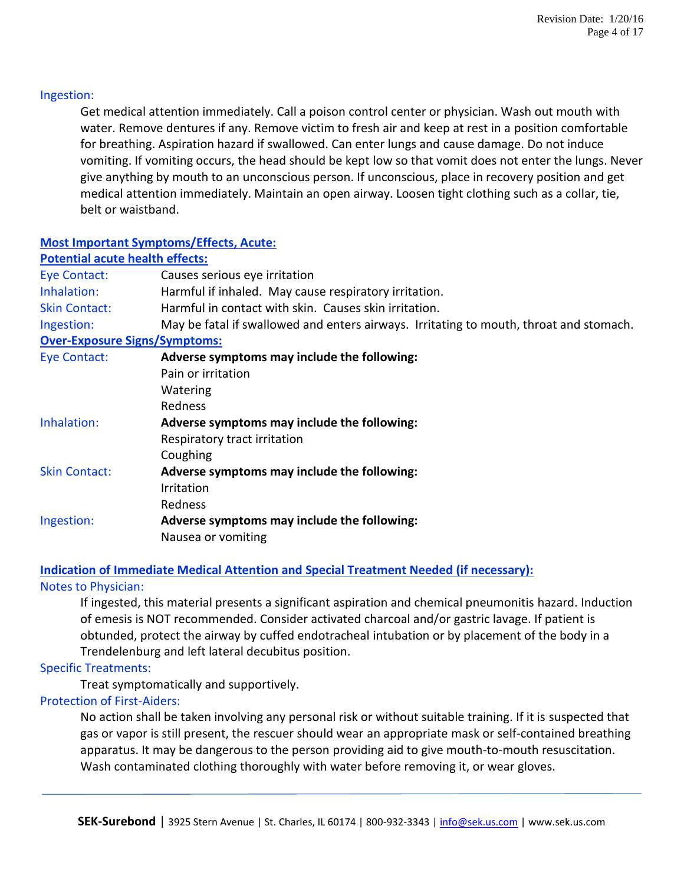### Ingestion:

Get medical attention immediately. Call a poison control center or physician. Wash out mouth with water. Remove dentures if any. Remove victim to fresh air and keep at rest in a position comfortable for breathing. Aspiration hazard if swallowed. Can enter lungs and cause damage. Do not induce vomiting. If vomiting occurs, the head should be kept low so that vomit does not enter the lungs. Never give anything by mouth to an unconscious person. If unconscious, place in recovery position and get medical attention immediately. Maintain an open airway. Loosen tight clothing such as a collar, tie, belt or waistband.

## Most Important Symptoms/Effects, Acute:

### Potential acute health effects:

| | |
|---|---|
| Eye Contact: | Causes serious eye irritation |
| Inhalation: | Harmful if inhaled. May cause respiratory irritation. |
| Skin Contact: | Harmful in contact with skin. Causes skin irritation. |
| Ingestion: | May be fatal if swallowed and enters airways. Irritating to mouth, throat and stomach. |

### Over-Exposure Signs/Symptoms:

| | |
|---|---|
| Eye Contact: | **Adverse symptoms may include the following:**<br>Pain or irritation<br>Watering<br>Redness |
| Inhalation: | **Adverse symptoms may include the following:**<br>Respiratory tract irritation<br>Coughing |
| Skin Contact: | **Adverse symptoms may include the following:**<br>Irritation<br>Redness |
| Ingestion: | **Adverse symptoms may include the following:**<br>Nausea or vomiting |

## Indication of Immediate Medical Attention and Special Treatment Needed (if necessary):

### Notes to Physician:

If ingested, this material presents a significant aspiration and chemical pneumonitis hazard. Induction of emesis is NOT recommended. Consider activated charcoal and/or gastric lavage. If patient is obtunded, protect the airway by cuffed endotracheal intubation or by placement of the body in a Trendelenburg and left lateral decubitus position.

### Specific Treatments:

Treat symptomatically and supportively.

### Protection of First-Aiders:

No action shall be taken involving any personal risk or without suitable training. If it is suspected that gas or vapor is still present, the rescuer should wear an appropriate mask or self-contained breathing apparatus. It may be dangerous to the person providing aid to give mouth-to-mouth resuscitation. Wash contaminated clothing thoroughly with water before removing it, or wear gloves.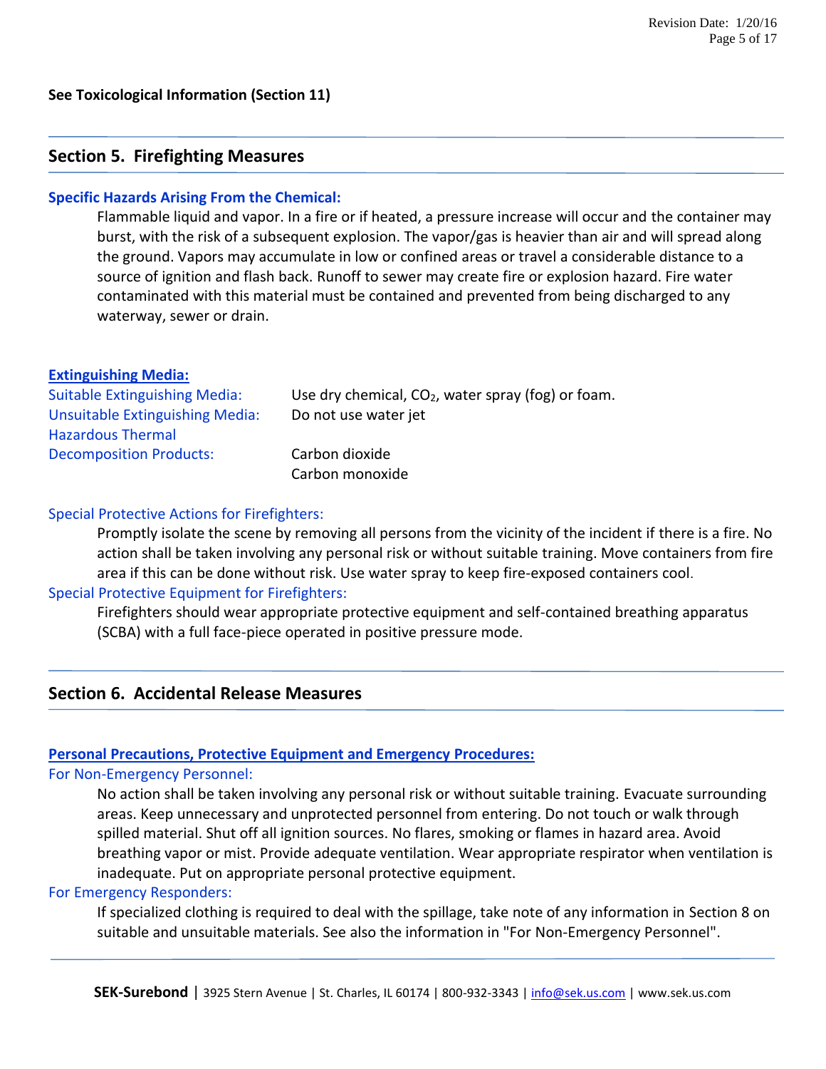**See Toxicological Information (Section 11)**

## Section 5. Firefighting Measures

### Specific Hazards Arising From the Chemical:

Flammable liquid and vapor. In a fire or if heated, a pressure increase will occur and the container may burst, with the risk of a subsequent explosion. The vapor/gas is heavier than air and will spread along the ground. Vapors may accumulate in low or confined areas or travel a considerable distance to a source of ignition and flash back. Runoff to sewer may create fire or explosion hazard. Fire water contaminated with this material must be contained and prevented from being discharged to any waterway, sewer or drain.

### Extinguishing Media:

Suitable Extinguishing Media: Use dry chemical, $CO_2$, water spray (fog) or foam.

Unsuitable Extinguishing Media: Do not use water jet

Hazardous Thermal Decomposition Products: Carbon dioxide, Carbon monoxide

Special Protective Actions for Firefighters:

Promptly isolate the scene by removing all persons from the vicinity of the incident if there is a fire. No action shall be taken involving any personal risk or without suitable training. Move containers from fire area if this can be done without risk. Use water spray to keep fire-exposed containers cool.

Special Protective Equipment for Firefighters:

Firefighters should wear appropriate protective equipment and self-contained breathing apparatus (SCBA) with a full face-piece operated in positive pressure mode.

## Section 6. Accidental Release Measures

### Personal Precautions, Protective Equipment and Emergency Procedures:

For Non-Emergency Personnel:

No action shall be taken involving any personal risk or without suitable training. Evacuate surrounding areas. Keep unnecessary and unprotected personnel from entering. Do not touch or walk through spilled material. Shut off all ignition sources. No flares, smoking or flames in hazard area. Avoid breathing vapor or mist. Provide adequate ventilation. Wear appropriate respirator when ventilation is inadequate. Put on appropriate personal protective equipment.

For Emergency Responders:

If specialized clothing is required to deal with the spillage, take note of any information in Section 8 on suitable and unsuitable materials. See also the information in "For Non-Emergency Personnel".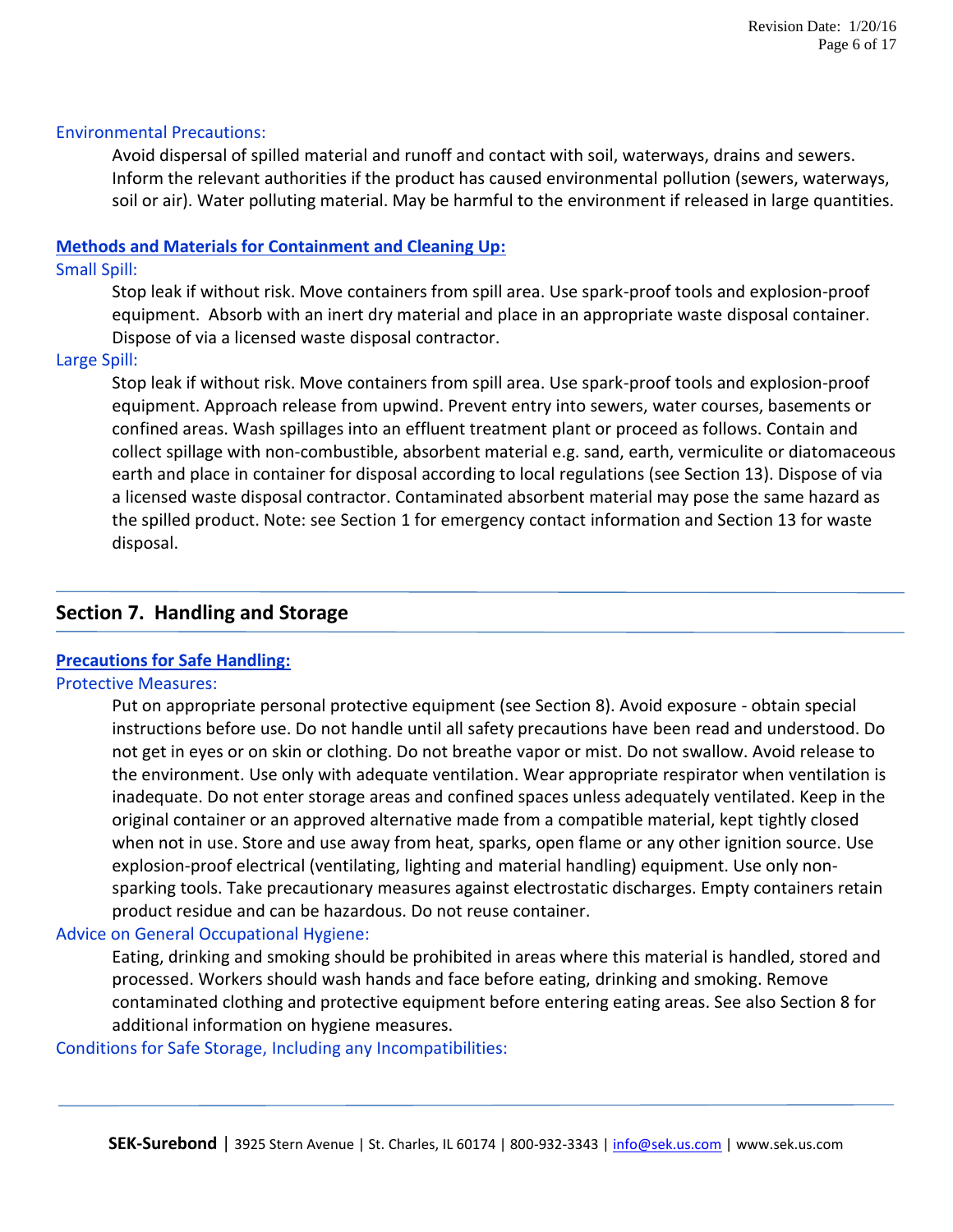### Environmental Precautions:

Avoid dispersal of spilled material and runoff and contact with soil, waterways, drains and sewers. Inform the relevant authorities if the product has caused environmental pollution (sewers, waterways, soil or air). Water polluting material. May be harmful to the environment if released in large quantities.

### Methods and Materials for Containment and Cleaning Up:

#### Small Spill:

Stop leak if without risk. Move containers from spill area. Use spark-proof tools and explosion-proof equipment. Absorb with an inert dry material and place in an appropriate waste disposal container. Dispose of via a licensed waste disposal contractor.

#### Large Spill:

Stop leak if without risk. Move containers from spill area. Use spark-proof tools and explosion-proof equipment. Approach release from upwind. Prevent entry into sewers, water courses, basements or confined areas. Wash spillages into an effluent treatment plant or proceed as follows. Contain and collect spillage with non-combustible, absorbent material e.g. sand, earth, vermiculite or diatomaceous earth and place in container for disposal according to local regulations (see Section 13). Dispose of via a licensed waste disposal contractor. Contaminated absorbent material may pose the same hazard as the spilled product. Note: see Section 1 for emergency contact information and Section 13 for waste disposal.

## Section 7. Handling and Storage

### Precautions for Safe Handling:

#### Protective Measures:

Put on appropriate personal protective equipment (see Section 8). Avoid exposure - obtain special instructions before use. Do not handle until all safety precautions have been read and understood. Do not get in eyes or on skin or clothing. Do not breathe vapor or mist. Do not swallow. Avoid release to the environment. Use only with adequate ventilation. Wear appropriate respirator when ventilation is inadequate. Do not enter storage areas and confined spaces unless adequately ventilated. Keep in the original container or an approved alternative made from a compatible material, kept tightly closed when not in use. Store and use away from heat, sparks, open flame or any other ignition source. Use explosion-proof electrical (ventilating, lighting and material handling) equipment. Use only non-sparking tools. Take precautionary measures against electrostatic discharges. Empty containers retain product residue and can be hazardous. Do not reuse container.

#### Advice on General Occupational Hygiene:

Eating, drinking and smoking should be prohibited in areas where this material is handled, stored and processed. Workers should wash hands and face before eating, drinking and smoking. Remove contaminated clothing and protective equipment before entering eating areas. See also Section 8 for additional information on hygiene measures.

#### Conditions for Safe Storage, Including any Incompatibilities: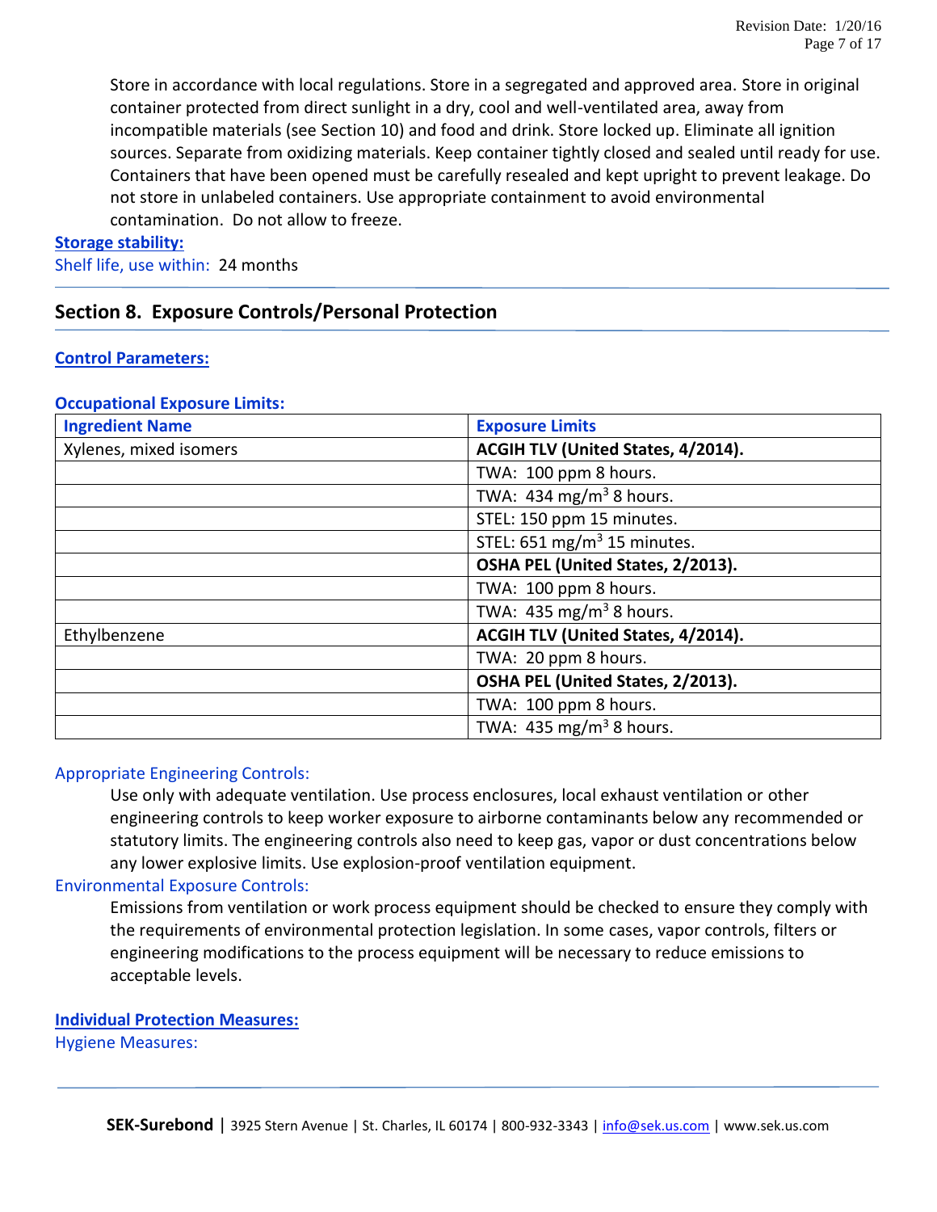Store in accordance with local regulations. Store in a segregated and approved area. Store in original container protected from direct sunlight in a dry, cool and well-ventilated area, away from incompatible materials (see Section 10) and food and drink. Store locked up. Eliminate all ignition sources. Separate from oxidizing materials. Keep container tightly closed and sealed until ready for use. Containers that have been opened must be carefully resealed and kept upright to prevent leakage. Do not store in unlabeled containers. Use appropriate containment to avoid environmental contamination. Do not allow to freeze.

**Storage stability:**

Shelf life, use within: 24 months

## Section 8. Exposure Controls/Personal Protection

**Control Parameters:**

**Occupational Exposure Limits:**

| Ingredient Name | Exposure Limits |
|---|---|
| Xylenes, mixed isomers | **ACGIH TLV (United States, 4/2014).** |
| | TWA: 100 ppm 8 hours. |
| | TWA: 434 mg/m$^3$ 8 hours. |
| | STEL: 150 ppm 15 minutes. |
| | STEL: 651 mg/m$^3$ 15 minutes. |
| | **OSHA PEL (United States, 2/2013).** |
| | TWA: 100 ppm 8 hours. |
| | TWA: 435 mg/m$^3$ 8 hours. |
| Ethylbenzene | **ACGIH TLV (United States, 4/2014).** |
| | TWA: 20 ppm 8 hours. |
| | **OSHA PEL (United States, 2/2013).** |
| | TWA: 100 ppm 8 hours. |
| | TWA: 435 mg/m$^3$ 8 hours. |

Appropriate Engineering Controls:

Use only with adequate ventilation. Use process enclosures, local exhaust ventilation or other engineering controls to keep worker exposure to airborne contaminants below any recommended or statutory limits. The engineering controls also need to keep gas, vapor or dust concentrations below any lower explosive limits. Use explosion-proof ventilation equipment.

Environmental Exposure Controls:

Emissions from ventilation or work process equipment should be checked to ensure they comply with the requirements of environmental protection legislation. In some cases, vapor controls, filters or engineering modifications to the process equipment will be necessary to reduce emissions to acceptable levels.

**Individual Protection Measures:**

Hygiene Measures: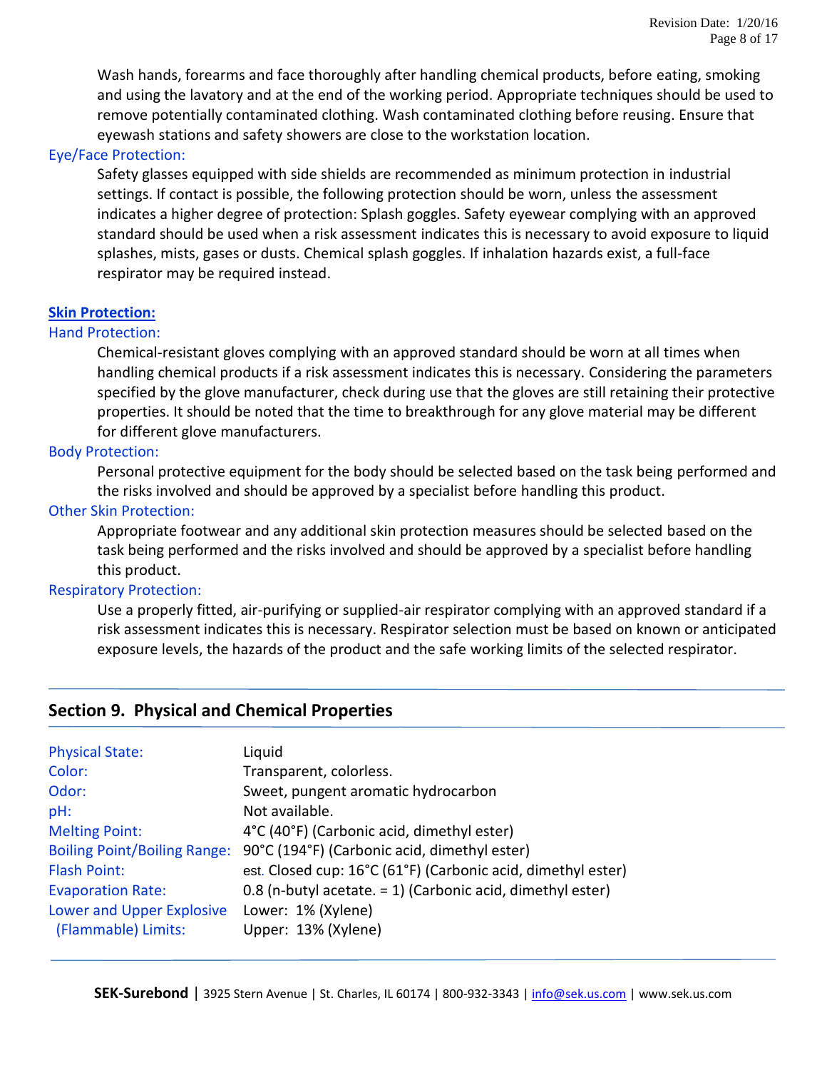Wash hands, forearms and face thoroughly after handling chemical products, before eating, smoking and using the lavatory and at the end of the working period. Appropriate techniques should be used to remove potentially contaminated clothing. Wash contaminated clothing before reusing. Ensure that eyewash stations and safety showers are close to the workstation location.

Eye/Face Protection:

Safety glasses equipped with side shields are recommended as minimum protection in industrial settings. If contact is possible, the following protection should be worn, unless the assessment indicates a higher degree of protection: Splash goggles. Safety eyewear complying with an approved standard should be used when a risk assessment indicates this is necessary to avoid exposure to liquid splashes, mists, gases or dusts. Chemical splash goggles. If inhalation hazards exist, a full-face respirator may be required instead.

**Skin Protection:**

Hand Protection:

Chemical-resistant gloves complying with an approved standard should be worn at all times when handling chemical products if a risk assessment indicates this is necessary. Considering the parameters specified by the glove manufacturer, check during use that the gloves are still retaining their protective properties. It should be noted that the time to breakthrough for any glove material may be different for different glove manufacturers.

Body Protection:

Personal protective equipment for the body should be selected based on the task being performed and the risks involved and should be approved by a specialist before handling this product.

Other Skin Protection:

Appropriate footwear and any additional skin protection measures should be selected based on the task being performed and the risks involved and should be approved by a specialist before handling this product.

Respiratory Protection:

Use a properly fitted, air-purifying or supplied-air respirator complying with an approved standard if a risk assessment indicates this is necessary. Respirator selection must be based on known or anticipated exposure levels, the hazards of the product and the safe working limits of the selected respirator.

## Section 9. Physical and Chemical Properties

| | |
|---|---|
| Physical State: | Liquid |
| Color: | Transparent, colorless. |
| Odor: | Sweet, pungent aromatic hydrocarbon |
| pH: | Not available. |
| Melting Point: | 4°C (40°F) (Carbonic acid, dimethyl ester) |
| Boiling Point/Boiling Range: | 90°C (194°F) (Carbonic acid, dimethyl ester) |
| Flash Point: | est. Closed cup: 16°C (61°F) (Carbonic acid, dimethyl ester) |
| Evaporation Rate: | 0.8 (n-butyl acetate. = 1) (Carbonic acid, dimethyl ester) |
| Lower and Upper Explosive (Flammable) Limits: | Lower: 1% (Xylene)<br>Upper: 13% (Xylene) |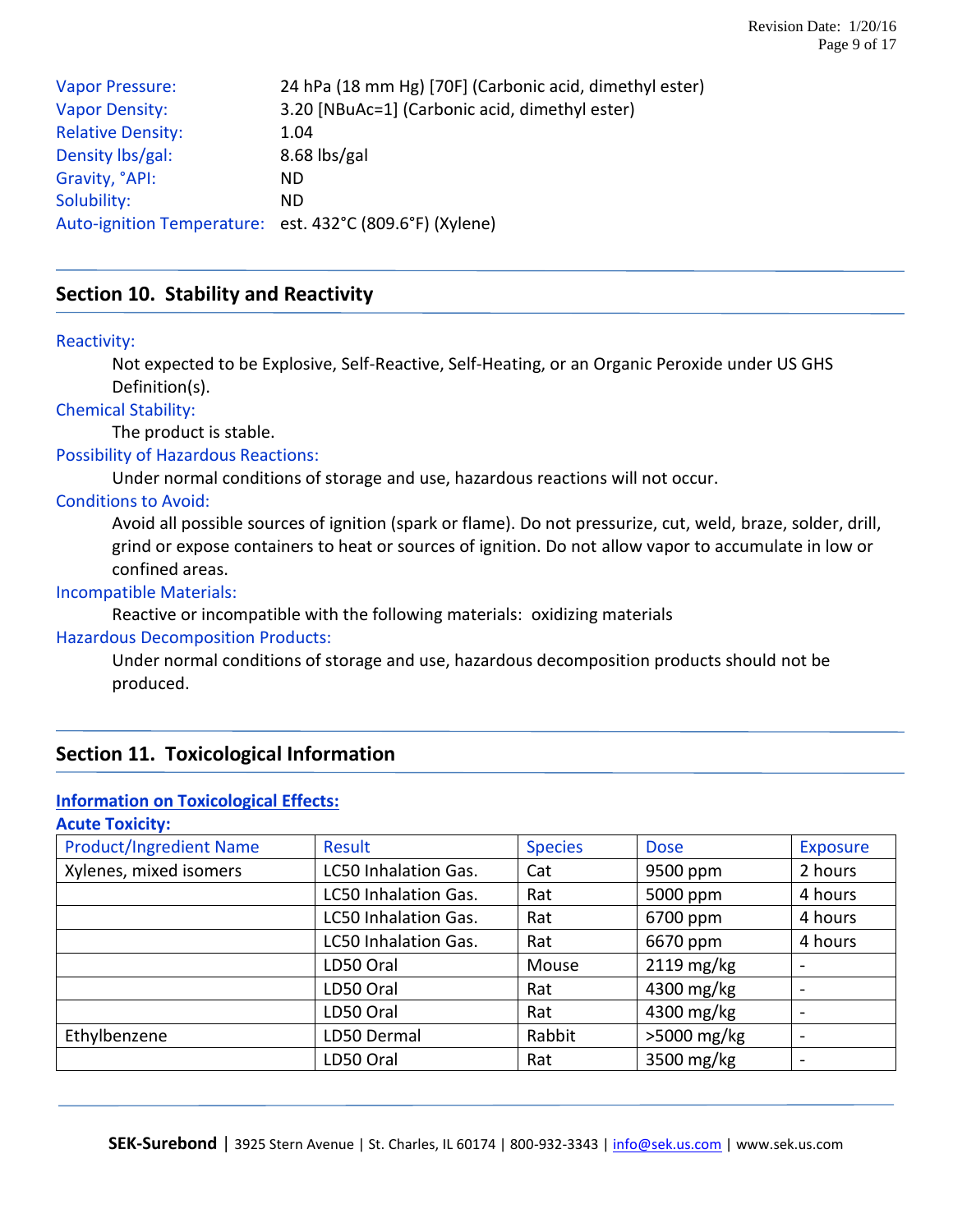Vapor Pressure: 24 hPa (18 mm Hg) [70F] (Carbonic acid, dimethyl ester)
Vapor Density: 3.20 [NBuAc=1] (Carbonic acid, dimethyl ester)
Relative Density: 1.04
Density lbs/gal: 8.68 lbs/gal
Gravity, °API: ND
Solubility: ND
Auto-ignition Temperature: est. 432°C (809.6°F) (Xylene)

## Section 10. Stability and Reactivity

**Reactivity:**

Not expected to be Explosive, Self-Reactive, Self-Heating, or an Organic Peroxide under US GHS Definition(s).

**Chemical Stability:**

The product is stable.

**Possibility of Hazardous Reactions:**

Under normal conditions of storage and use, hazardous reactions will not occur.

**Conditions to Avoid:**

Avoid all possible sources of ignition (spark or flame). Do not pressurize, cut, weld, braze, solder, drill, grind or expose containers to heat or sources of ignition. Do not allow vapor to accumulate in low or confined areas.

**Incompatible Materials:**

Reactive or incompatible with the following materials: oxidizing materials

**Hazardous Decomposition Products:**

Under normal conditions of storage and use, hazardous decomposition products should not be produced.

## Section 11. Toxicological Information

**Information on Toxicological Effects:**

**Acute Toxicity:**

| Product/Ingredient Name | Result | Species | Dose | Exposure |
|---|---|---|---|---|
| Xylenes, mixed isomers | LC50 Inhalation Gas. | Cat | 9500 ppm | 2 hours |
| | LC50 Inhalation Gas. | Rat | 5000 ppm | 4 hours |
| | LC50 Inhalation Gas. | Rat | 6700 ppm | 4 hours |
| | LC50 Inhalation Gas. | Rat | 6670 ppm | 4 hours |
| | LD50 Oral | Mouse | 2119 mg/kg | - |
| | LD50 Oral | Rat | 4300 mg/kg | - |
| | LD50 Oral | Rat | 4300 mg/kg | - |
| Ethylbenzene | LD50 Dermal | Rabbit | >5000 mg/kg | - |
| | LD50 Oral | Rat | 3500 mg/kg | - |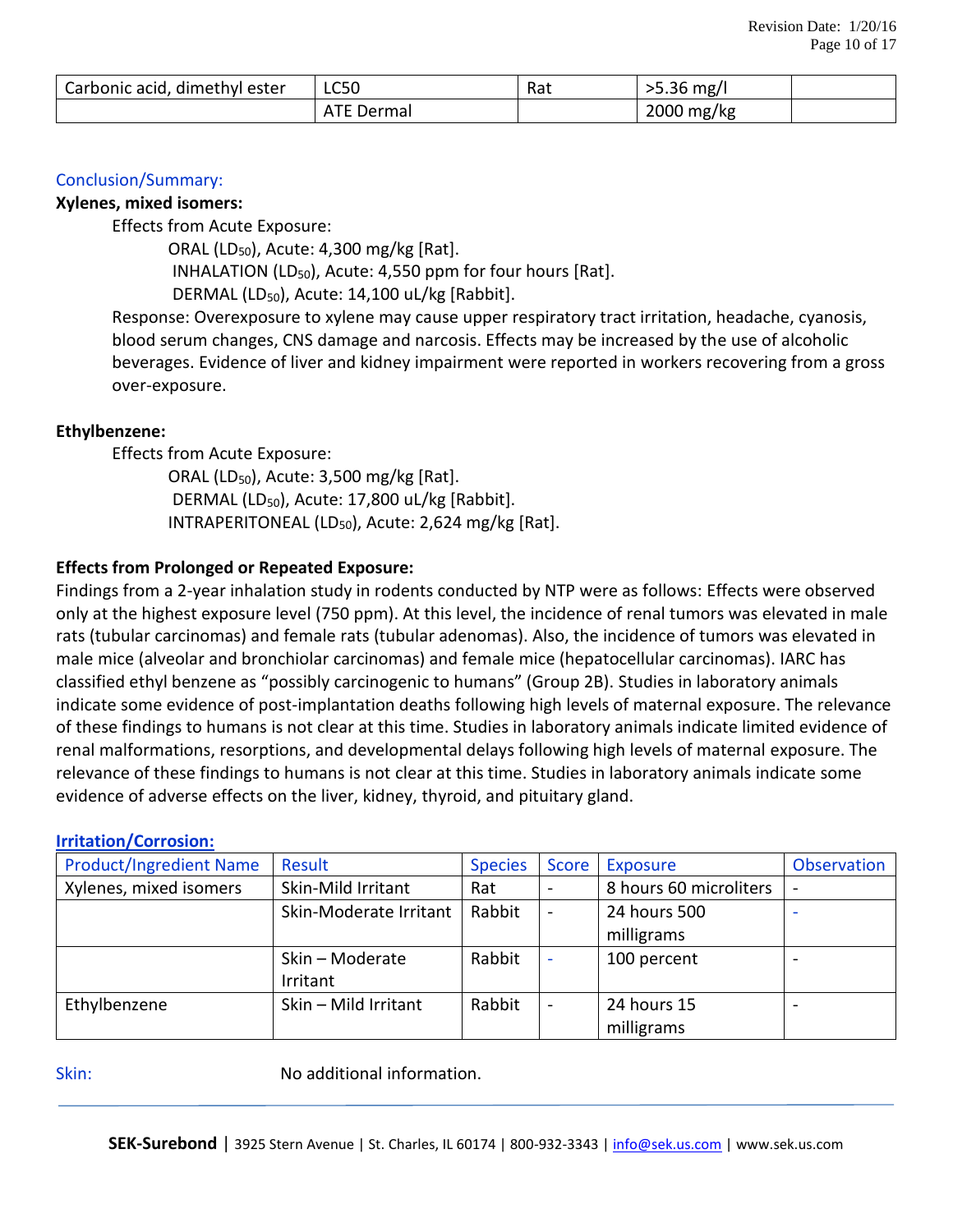| Carbonic acid, dimethyl ester | LC50 | Rat | >5.36 mg/l | |
|---|---|---|---|---|
| | ATE Dermal | | 2000 mg/kg | |

Conclusion/Summary:

**Xylenes, mixed isomers:**

Effects from Acute Exposure:

ORAL ($LD_{50}$), Acute: 4,300 mg/kg [Rat].

INHALATION ($LD_{50}$), Acute: 4,550 ppm for four hours [Rat].

DERMAL ($LD_{50}$), Acute: 14,100 uL/kg [Rabbit].

Response: Overexposure to xylene may cause upper respiratory tract irritation, headache, cyanosis, blood serum changes, CNS damage and narcosis. Effects may be increased by the use of alcoholic beverages. Evidence of liver and kidney impairment were reported in workers recovering from a gross over-exposure.

**Ethylbenzene:**

Effects from Acute Exposure:

ORAL ($LD_{50}$), Acute: 3,500 mg/kg [Rat].

DERMAL ($LD_{50}$), Acute: 17,800 uL/kg [Rabbit].

INTRAPERITONEAL ($LD_{50}$), Acute: 2,624 mg/kg [Rat].

**Effects from Prolonged or Repeated Exposure:**

Findings from a 2-year inhalation study in rodents conducted by NTP were as follows: Effects were observed only at the highest exposure level (750 ppm). At this level, the incidence of renal tumors was elevated in male rats (tubular carcinomas) and female rats (tubular adenomas). Also, the incidence of tumors was elevated in male mice (alveolar and bronchiolar carcinomas) and female mice (hepatocellular carcinomas). IARC has classified ethyl benzene as "possibly carcinogenic to humans" (Group 2B). Studies in laboratory animals indicate some evidence of post-implantation deaths following high levels of maternal exposure. The relevance of these findings to humans is not clear at this time. Studies in laboratory animals indicate limited evidence of renal malformations, resorptions, and developmental delays following high levels of maternal exposure. The relevance of these findings to humans is not clear at this time. Studies in laboratory animals indicate some evidence of adverse effects on the liver, kidney, thyroid, and pituitary gland.

**Irritation/Corrosion:**

| Product/Ingredient Name | Result | Species | Score | Exposure | Observation |
|---|---|---|---|---|---|
| Xylenes, mixed isomers | Skin-Mild Irritant | Rat | - | 8 hours 60 microliters | - |
| | Skin-Moderate Irritant | Rabbit | - | 24 hours 500 milligrams | - |
| | Skin – Moderate Irritant | Rabbit | - | 100 percent | - |
| Ethylbenzene | Skin – Mild Irritant | Rabbit | - | 24 hours 15 milligrams | - |

Skin: No additional information.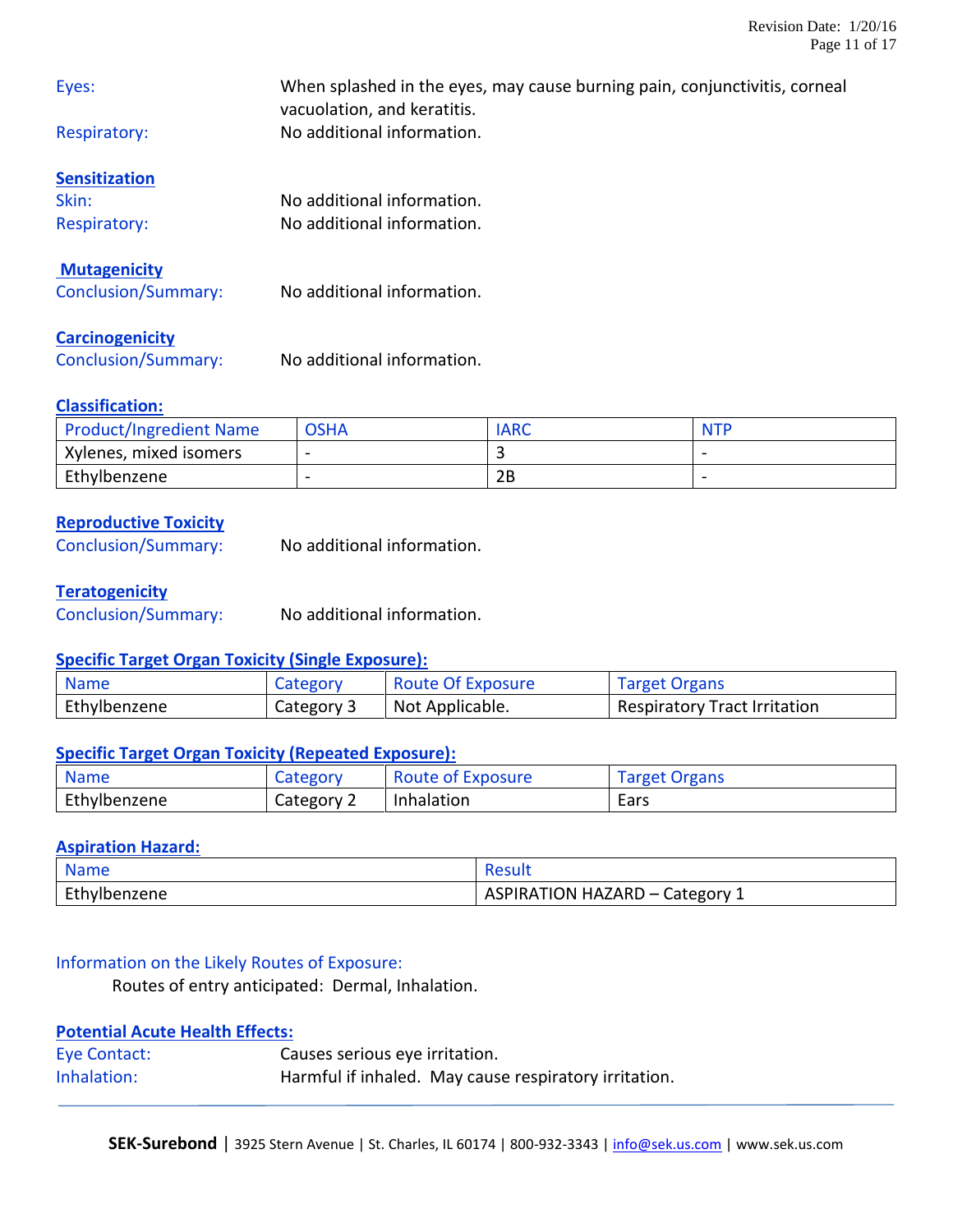Eyes: When splashed in the eyes, may cause burning pain, conjunctivitis, corneal vacuolation, and keratitis.

Respiratory: No additional information.

**Sensitization**

Skin: No additional information.

Respiratory: No additional information.

**Mutagenicity**

Conclusion/Summary: No additional information.

**Carcinogenicity**

Conclusion/Summary: No additional information.

**Classification:**

| Product/Ingredient Name | OSHA | IARC | NTP |
|---|---|---|---|
| Xylenes, mixed isomers | - | 3 | - |
| Ethylbenzene | - | 2B | - |

**Reproductive Toxicity**

Conclusion/Summary: No additional information.

**Teratogenicity**

Conclusion/Summary: No additional information.

**Specific Target Organ Toxicity (Single Exposure):**

| Name | Category | Route Of Exposure | Target Organs |
|---|---|---|---|
| Ethylbenzene | Category 3 | Not Applicable. | Respiratory Tract Irritation |

**Specific Target Organ Toxicity (Repeated Exposure):**

| Name | Category | Route of Exposure | Target Organs |
|---|---|---|---|
| Ethylbenzene | Category 2 | Inhalation | Ears |

**Aspiration Hazard:**

| Name | Result |
|---|---|
| Ethylbenzene | ASPIRATION HAZARD – Category 1 |

Information on the Likely Routes of Exposure:

Routes of entry anticipated: Dermal, Inhalation.

**Potential Acute Health Effects:**

Eye Contact: Causes serious eye irritation.

Inhalation: Harmful if inhaled. May cause respiratory irritation.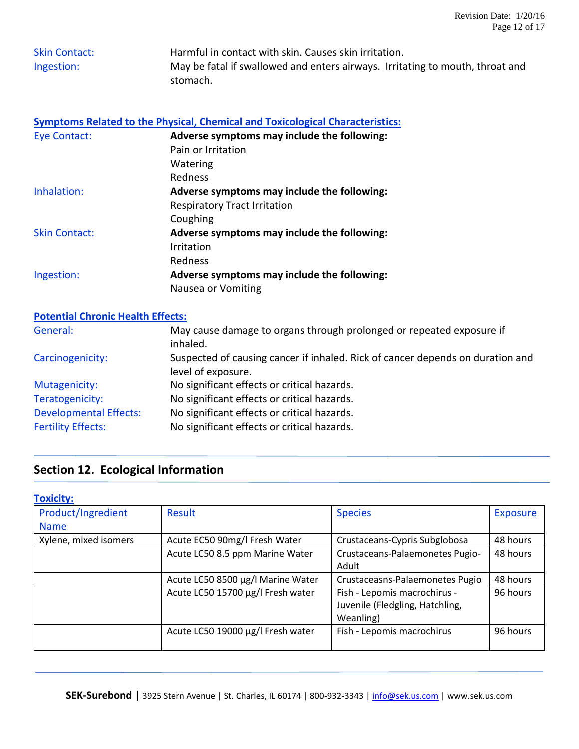Skin Contact: Harmful in contact with skin. Causes skin irritation.

Ingestion: May be fatal if swallowed and enters airways. Irritating to mouth, throat and stomach.

**Symptoms Related to the Physical, Chemical and Toxicological Characteristics:**

Eye Contact: **Adverse symptoms may include the following:**
Pain or Irritation
Watering
Redness

Inhalation: **Adverse symptoms may include the following:**
Respiratory Tract Irritation
Coughing

Skin Contact: **Adverse symptoms may include the following:**
Irritation
Redness

Ingestion: **Adverse symptoms may include the following:**
Nausea or Vomiting

**Potential Chronic Health Effects:**

General: May cause damage to organs through prolonged or repeated exposure if inhaled.

Carcinogenicity: Suspected of causing cancer if inhaled. Rick of cancer depends on duration and level of exposure.

Mutagenicity: No significant effects or critical hazards.

Teratogenicity: No significant effects or critical hazards.

Developmental Effects: No significant effects or critical hazards.

Fertility Effects: No significant effects or critical hazards.

## Section 12. Ecological Information

**Toxicity:**

| Product/Ingredient Name | Result | Species | Exposure |
|---|---|---|---|
| Xylene, mixed isomers | Acute EC50 90mg/l Fresh Water | Crustaceans-Cypris Subglobosa | 48 hours |
| | Acute LC50 8.5 ppm Marine Water | Crustaceans-Palaemonetes Pugio-Adult | 48 hours |
| | Acute LC50 8500 µg/l Marine Water | Crustaceasns-Palaemonetes Pugio | 48 hours |
| | Acute LC50 15700 µg/l Fresh water | Fish - Lepomis macrochirus - Juvenile (Fledgling, Hatchling, Weanling) | 96 hours |
| | Acute LC50 19000 µg/l Fresh water | Fish - Lepomis macrochirus | 96 hours |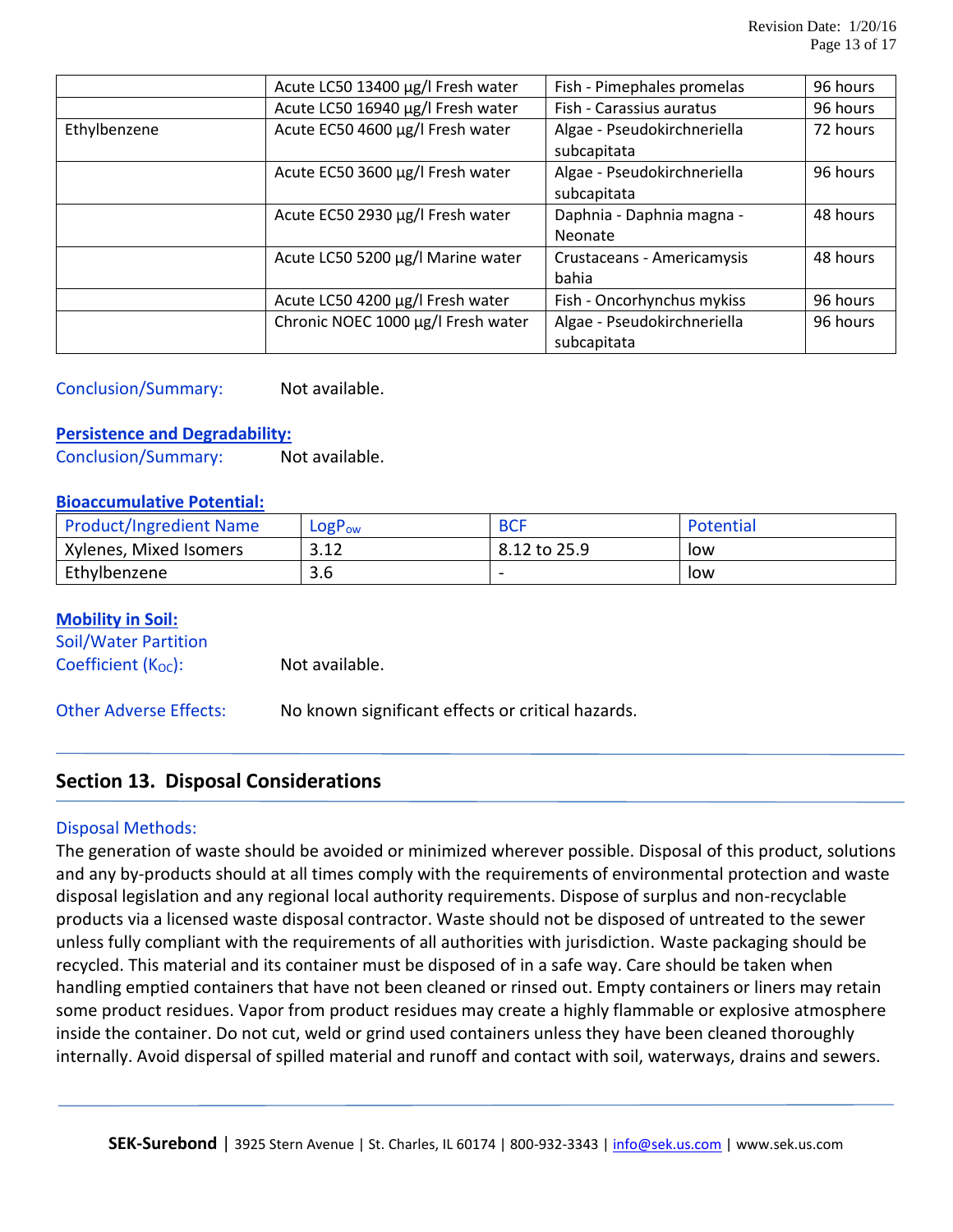|  | Acute LC50 13400 µg/l Fresh water | Fish - Pimephales promelas | 96 hours |
|---|---|---|---|
|  | Acute LC50 16940 µg/l Fresh water | Fish - Carassius auratus | 96 hours |
| Ethylbenzene | Acute EC50 4600 µg/l Fresh water | Algae - Pseudokirchneriella subcapitata | 72 hours |
|  | Acute EC50 3600 µg/l Fresh water | Algae - Pseudokirchneriella subcapitata | 96 hours |
|  | Acute EC50 2930 µg/l Fresh water | Daphnia - Daphnia magna - Neonate | 48 hours |
|  | Acute LC50 5200 µg/l Marine water | Crustaceans - Americamysis bahia | 48 hours |
|  | Acute LC50 4200 µg/l Fresh water | Fish - Oncorhynchus mykiss | 96 hours |
|  | Chronic NOEC 1000 µg/l Fresh water | Algae - Pseudokirchneriella subcapitata | 96 hours |

Conclusion/Summary: Not available.

**Persistence and Degradability:**

Conclusion/Summary: Not available.

**Bioaccumulative Potential:**

| Product/Ingredient Name | $LogP_{ow}$ | BCF | Potential |
|---|---|---|---|
| Xylenes, Mixed Isomers | 3.12 | 8.12 to 25.9 | low |
| Ethylbenzene | 3.6 | - | low |

**Mobility in Soil:**

Soil/Water Partition Coefficient ($K_{OC}$): Not available.

Other Adverse Effects: No known significant effects or critical hazards.

## Section 13. Disposal Considerations

Disposal Methods:

The generation of waste should be avoided or minimized wherever possible. Disposal of this product, solutions and any by-products should at all times comply with the requirements of environmental protection and waste disposal legislation and any regional local authority requirements. Dispose of surplus and non-recyclable products via a licensed waste disposal contractor. Waste should not be disposed of untreated to the sewer unless fully compliant with the requirements of all authorities with jurisdiction. Waste packaging should be recycled. This material and its container must be disposed of in a safe way. Care should be taken when handling emptied containers that have not been cleaned or rinsed out. Empty containers or liners may retain some product residues. Vapor from product residues may create a highly flammable or explosive atmosphere inside the container. Do not cut, weld or grind used containers unless they have been cleaned thoroughly internally. Avoid dispersal of spilled material and runoff and contact with soil, waterways, drains and sewers.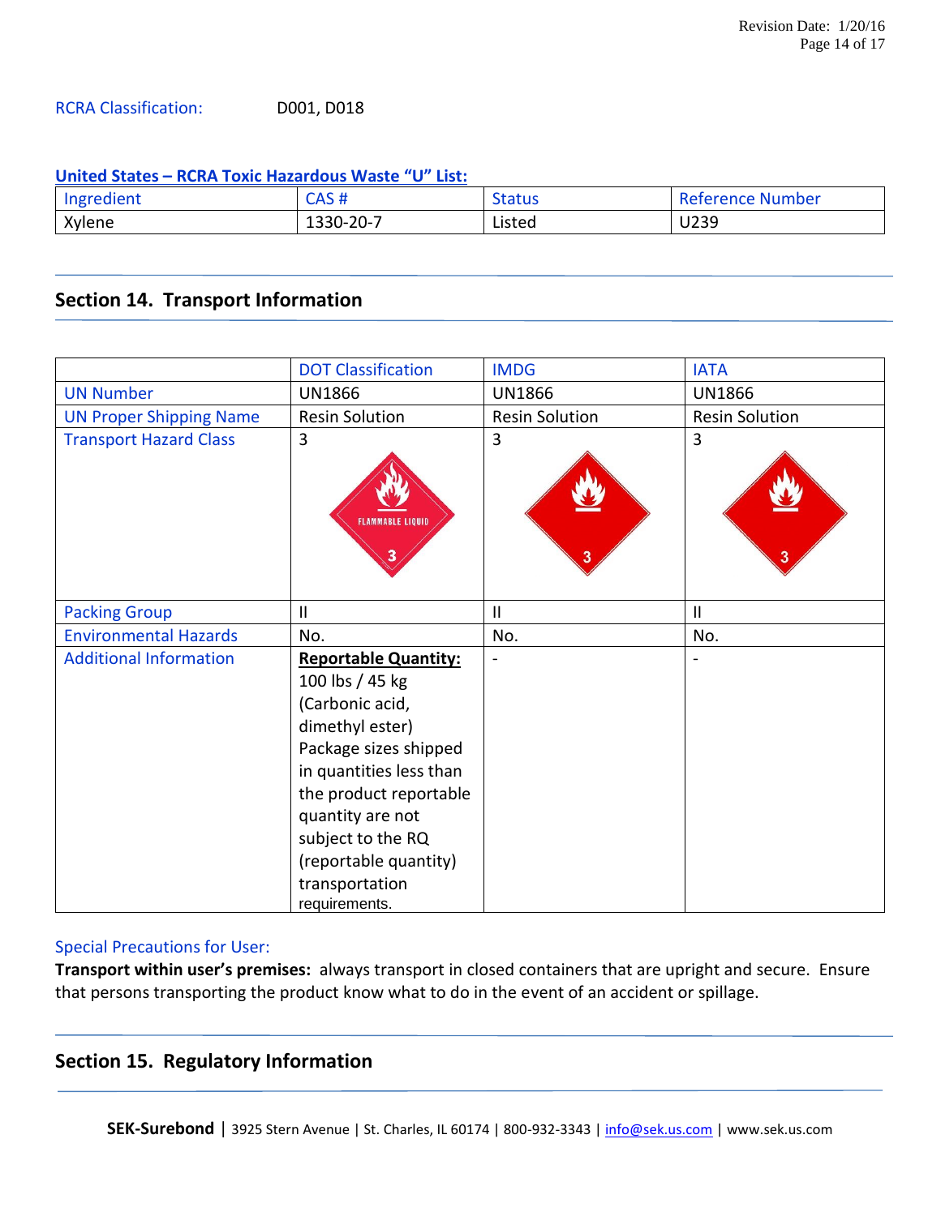RCRA Classification: D001, D018

**United States – RCRA Toxic Hazardous Waste "U" List:**

| Ingredient | CAS # | Status | Reference Number |
|---|---|---|---|
| Xylene | 1330-20-7 | Listed | U239 |

## Section 14. Transport Information

| | DOT Classification | IMDG | IATA |
|---|---|---|---|
| UN Number | UN1866 | UN1866 | UN1866 |
| UN Proper Shipping Name | Resin Solution | Resin Solution | Resin Solution |
| Transport Hazard Class | 3 | 3 | 3 |
| Packing Group | II | II | II |
| Environmental Hazards | No. | No. | No. |
| Additional Information | **Reportable Quantity:** 100 lbs / 45 kg (Carbonic acid, dimethyl ester) Package sizes shipped in quantities less than the product reportable quantity are not subject to the RQ (reportable quantity) transportation requirements. | - | - |

Special Precautions for User:

**Transport within user's premises:** always transport in closed containers that are upright and secure. Ensure that persons transporting the product know what to do in the event of an accident or spillage.

## Section 15. Regulatory Information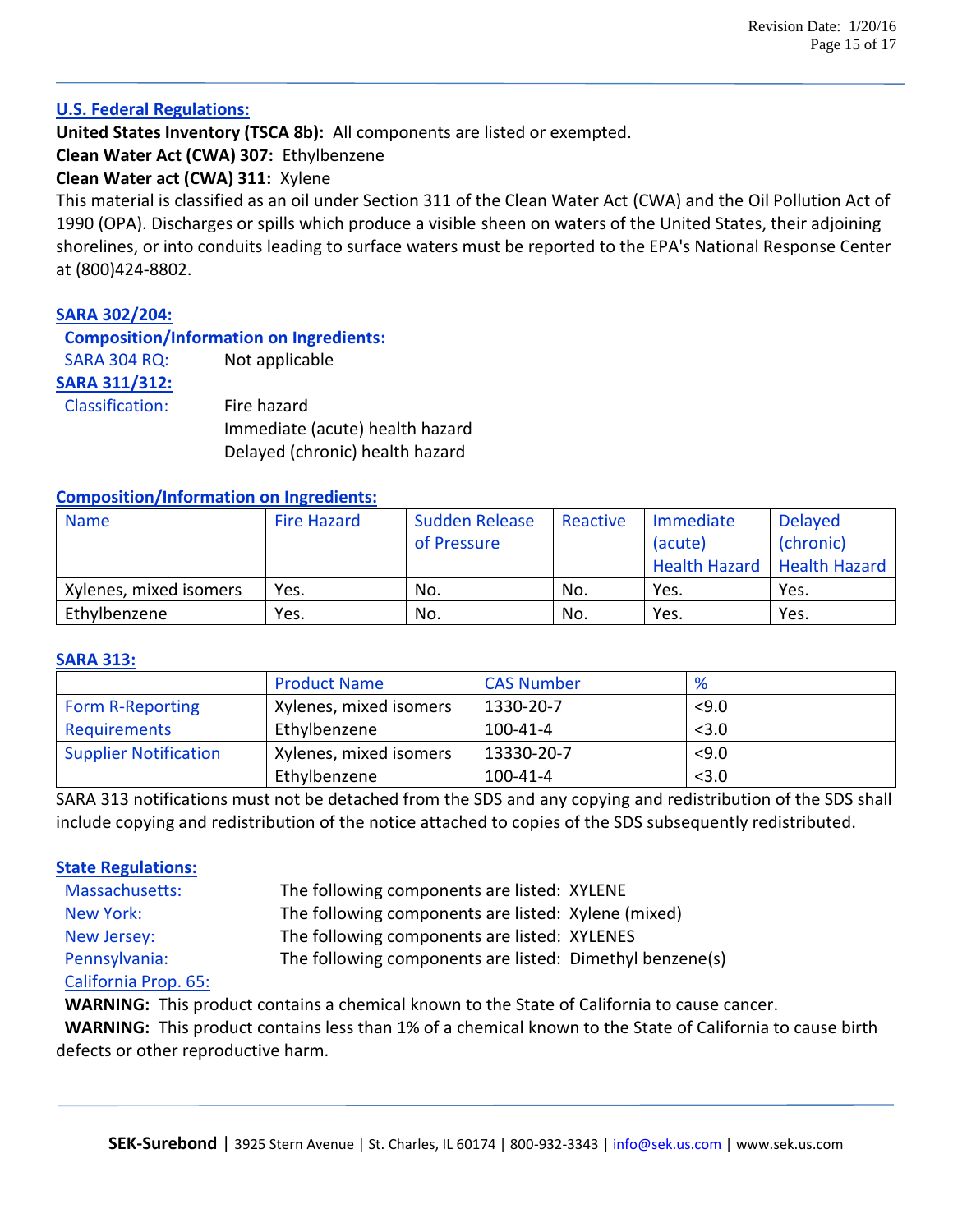## U.S. Federal Regulations:

**United States Inventory (TSCA 8b):** All components are listed or exempted.

**Clean Water Act (CWA) 307:** Ethylbenzene

**Clean Water act (CWA) 311:** Xylene

This material is classified as an oil under Section 311 of the Clean Water Act (CWA) and the Oil Pollution Act of 1990 (OPA). Discharges or spills which produce a visible sheen on waters of the United States, their adjoining shorelines, or into conduits leading to surface waters must be reported to the EPA's National Response Center at (800)424-8802.

## SARA 302/204:

**Composition/Information on Ingredients:**

SARA 304 RQ: Not applicable

## SARA 311/312:

Classification: Fire hazard
Immediate (acute) health hazard
Delayed (chronic) health hazard

## Composition/Information on Ingredients:

| Name | Fire Hazard | Sudden Release of Pressure | Reactive | Immediate (acute) Health Hazard | Delayed (chronic) Health Hazard |
|---|---|---|---|---|---|
| Xylenes, mixed isomers | Yes. | No. | No. | Yes. | Yes. |
| Ethylbenzene | Yes. | No. | No. | Yes. | Yes. |

## SARA 313:

| | Product Name | CAS Number | % |
|---|---|---|---|
| Form R-Reporting Requirements | Xylenes, mixed isomers | 1330-20-7 | <9.0 |
| | Ethylbenzene | 100-41-4 | <3.0 |
| Supplier Notification | Xylenes, mixed isomers | 13330-20-7 | <9.0 |
| | Ethylbenzene | 100-41-4 | <3.0 |

SARA 313 notifications must not be detached from the SDS and any copying and redistribution of the SDS shall include copying and redistribution of the notice attached to copies of the SDS subsequently redistributed.

## State Regulations:

Massachusetts: The following components are listed: XYLENE

New York: The following components are listed: Xylene (mixed)

New Jersey: The following components are listed: XYLENES

Pennsylvania: The following components are listed: Dimethyl benzene(s)

California Prop. 65:

**WARNING:** This product contains a chemical known to the State of California to cause cancer.

**WARNING:** This product contains less than 1% of a chemical known to the State of California to cause birth defects or other reproductive harm.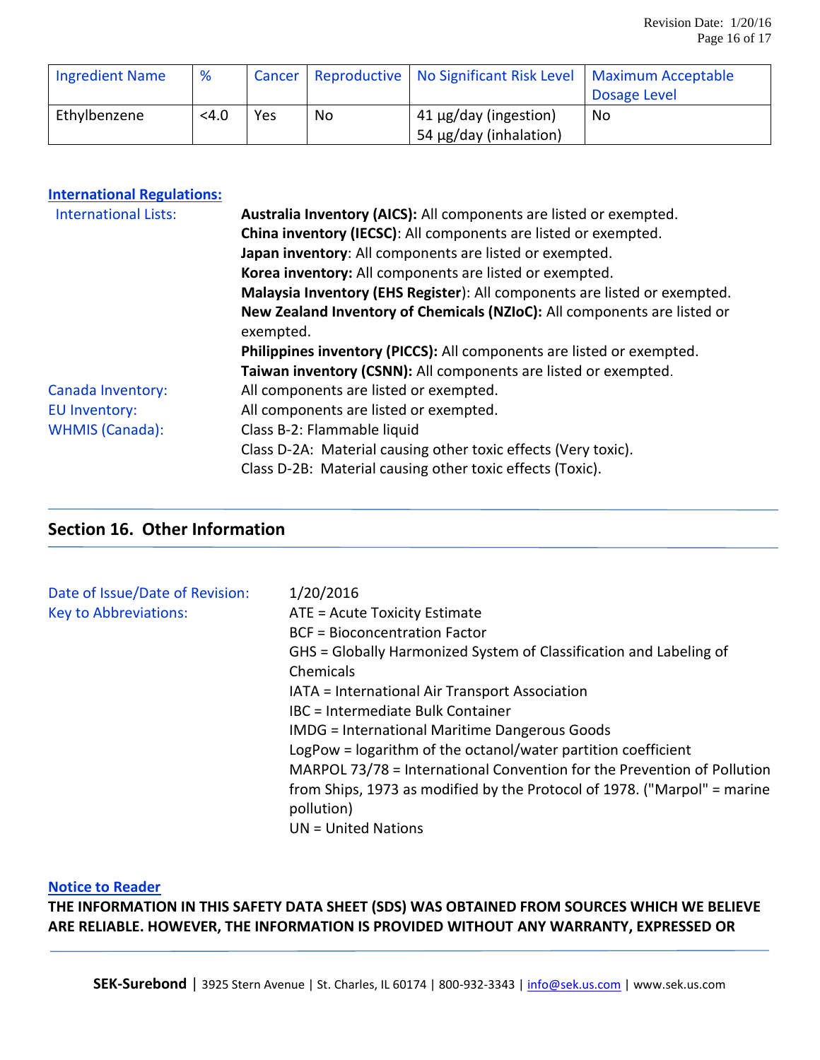| Ingredient Name | % | Cancer | Reproductive | No Significant Risk Level | Maximum Acceptable Dosage Level |
|---|---|---|---|---|---|
| Ethylbenzene | <4.0 | Yes | No | 41 µg/day (ingestion)<br>54 µg/day (inhalation) | No |

**International Regulations:**

International Lists:

**Australia Inventory (AICS):** All components are listed or exempted.
**China inventory (IECSC)**: All components are listed or exempted.
**Japan inventory**: All components are listed or exempted.
**Korea inventory:** All components are listed or exempted.
**Malaysia Inventory (EHS Register**): All components are listed or exempted.
**New Zealand Inventory of Chemicals (NZIoC):** All components are listed or exempted.
**Philippines inventory (PICCS):** All components are listed or exempted.
**Taiwan inventory (CSNN):** All components are listed or exempted.

Canada Inventory: All components are listed or exempted.

EU Inventory: All components are listed or exempted.

WHMIS (Canada): Class B-2: Flammable liquid
Class D-2A: Material causing other toxic effects (Very toxic).
Class D-2B: Material causing other toxic effects (Toxic).

## Section 16. Other Information

Date of Issue/Date of Revision: 1/20/2016

Key to Abbreviations:
ATE = Acute Toxicity Estimate
BCF = Bioconcentration Factor
GHS = Globally Harmonized System of Classification and Labeling of Chemicals
IATA = International Air Transport Association
IBC = Intermediate Bulk Container
IMDG = International Maritime Dangerous Goods
LogPow = logarithm of the octanol/water partition coefficient
MARPOL 73/78 = International Convention for the Prevention of Pollution from Ships, 1973 as modified by the Protocol of 1978. ("Marpol" = marine pollution)
UN = United Nations

**Notice to Reader**

**THE INFORMATION IN THIS SAFETY DATA SHEET (SDS) WAS OBTAINED FROM SOURCES WHICH WE BELIEVE ARE RELIABLE. HOWEVER, THE INFORMATION IS PROVIDED WITHOUT ANY WARRANTY, EXPRESSED OR**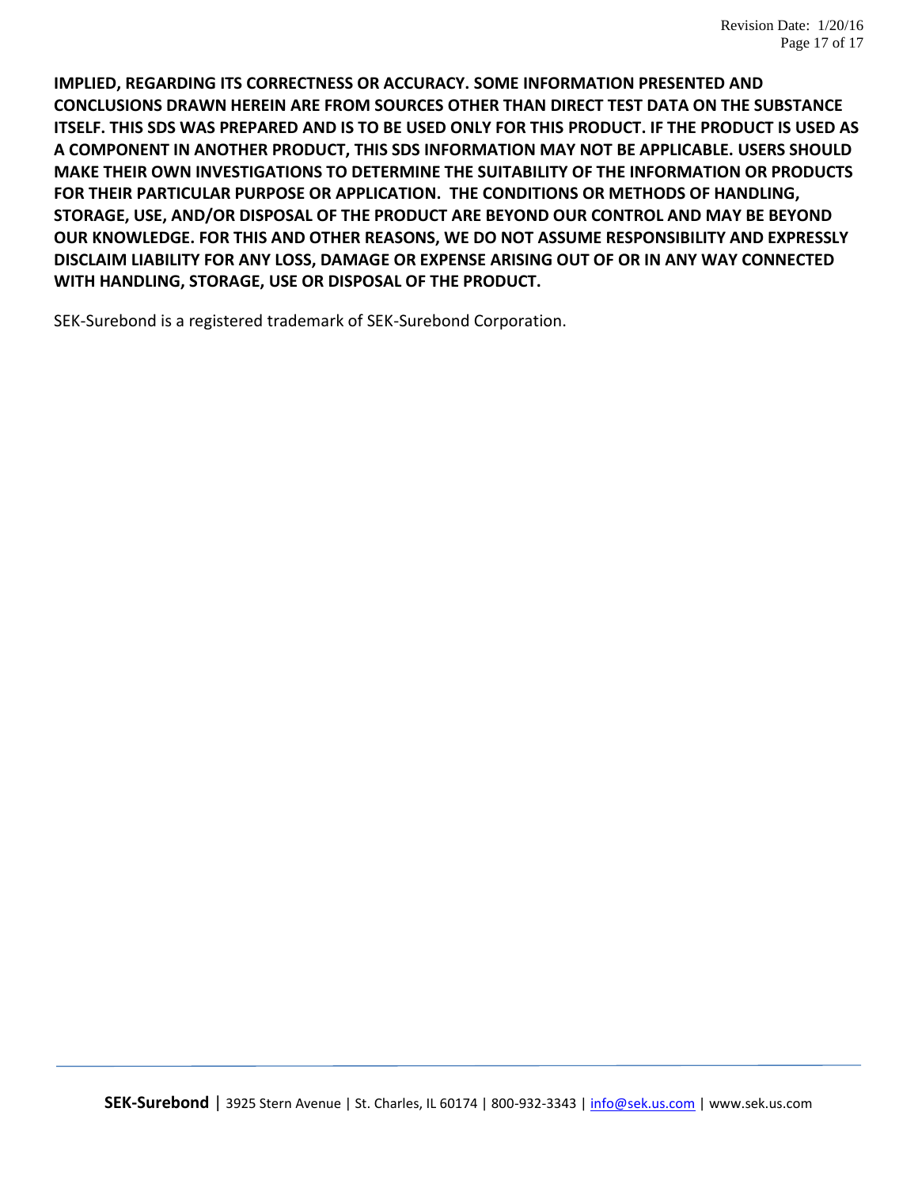**IMPLIED, REGARDING ITS CORRECTNESS OR ACCURACY. SOME INFORMATION PRESENTED AND CONCLUSIONS DRAWN HEREIN ARE FROM SOURCES OTHER THAN DIRECT TEST DATA ON THE SUBSTANCE ITSELF. THIS SDS WAS PREPARED AND IS TO BE USED ONLY FOR THIS PRODUCT. IF THE PRODUCT IS USED AS A COMPONENT IN ANOTHER PRODUCT, THIS SDS INFORMATION MAY NOT BE APPLICABLE. USERS SHOULD MAKE THEIR OWN INVESTIGATIONS TO DETERMINE THE SUITABILITY OF THE INFORMATION OR PRODUCTS FOR THEIR PARTICULAR PURPOSE OR APPLICATION. THE CONDITIONS OR METHODS OF HANDLING, STORAGE, USE, AND/OR DISPOSAL OF THE PRODUCT ARE BEYOND OUR CONTROL AND MAY BE BEYOND OUR KNOWLEDGE. FOR THIS AND OTHER REASONS, WE DO NOT ASSUME RESPONSIBILITY AND EXPRESSLY DISCLAIM LIABILITY FOR ANY LOSS, DAMAGE OR EXPENSE ARISING OUT OF OR IN ANY WAY CONNECTED WITH HANDLING, STORAGE, USE OR DISPOSAL OF THE PRODUCT.**

SEK-Surebond is a registered trademark of SEK-Surebond Corporation.